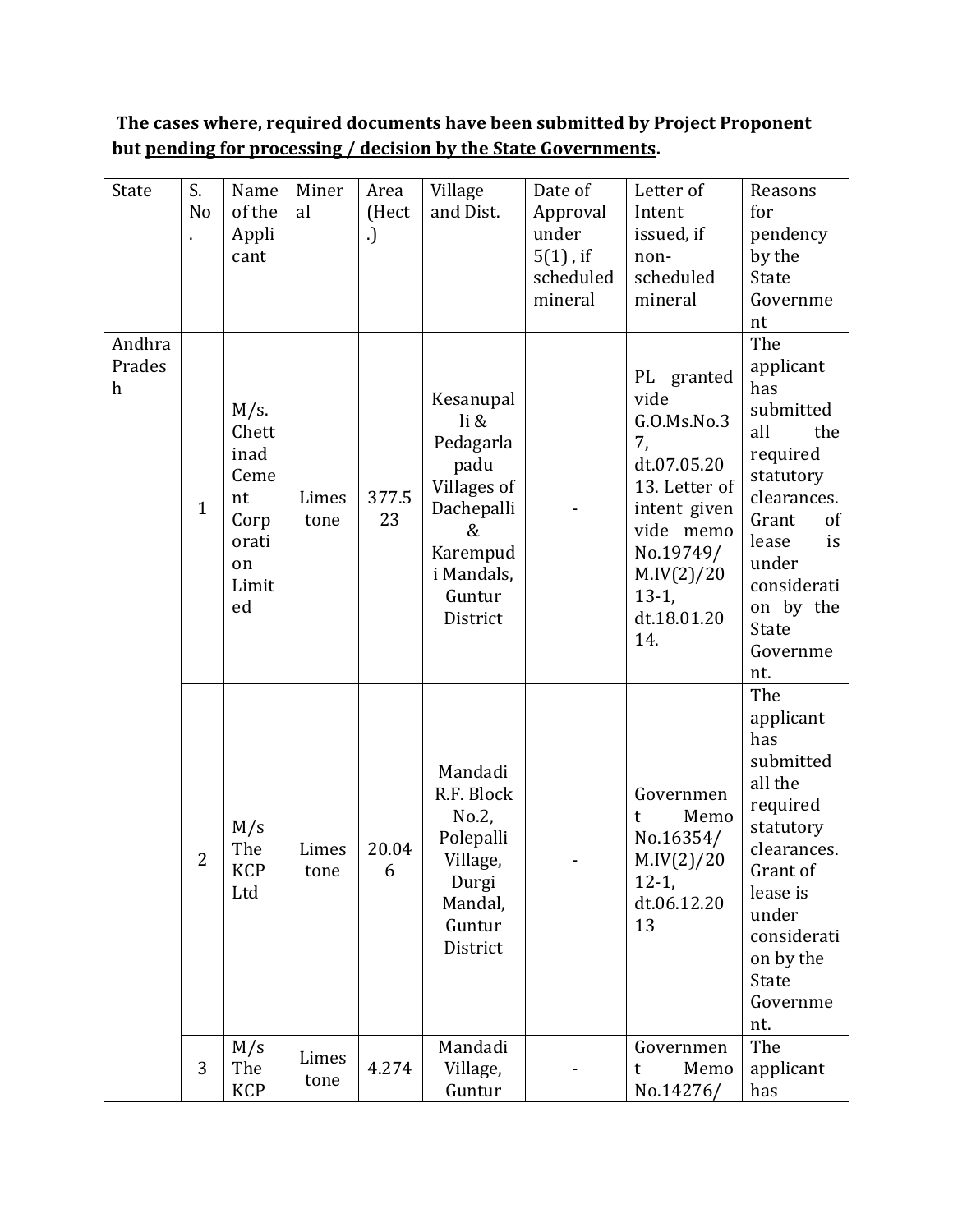**The cases where, required documents have been submitted by Project Proponent but <u>pending for processing / decision by the State Governments</u>.**

| State | S. No. | Name of the Applicant | Mineral | Area (Hect.) | Village and Dist. | Date of Approval under 5(1), if scheduled mineral | Letter of Intent issued, if non-scheduled mineral | Reasons for pendency by the State Government |
|---|---|---|---|---|---|---|---|---|
| Andhra Pradesh | 1 | M/s. Chettinad Cement Corporation Limited | Limestone | 377.523 | Kesanupalli & Pedagarlapadu Villages of Dachepalli & Karempudi Mandals, Guntur District | - | PL granted vide G.O.Ms.No.37, dt.07.05.2013. Letter of intent given vide memo No.19749/ M.IV(2)/2013-1, dt.18.01.2014. | The applicant has submitted all the required statutory clearances. Grant of lease is under consideration by the State Government. |
| | 2 | M/s The KCP Ltd | Limestone | 20.046 | Mandadi R.F. Block No.2, Polepalli Village, Durgi Mandal, Guntur District | - | Government Memo No.16354/ M.IV(2)/2012-1, dt.06.12.2013 | The applicant has submitted all the required statutory clearances. Grant of lease is under consideration by the State Government. |
| | 3 | M/s The KCP | Limestone | 4.274 | Mandadi Village, Guntur | - | Government Memo No.14276/ | The applicant has |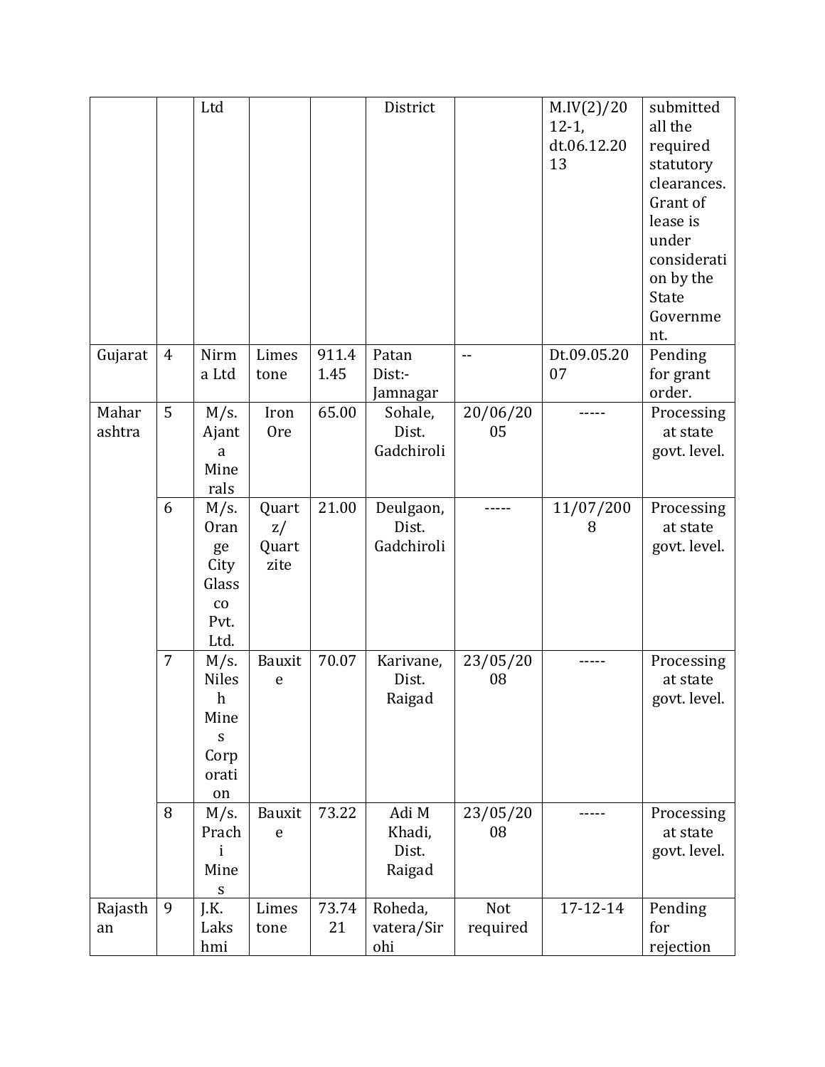| | | Ltd | | | District | | M.IV(2)/2012-1, dt.06.12.2013 | submitted all the required statutory clearances. Grant of lease is under consideration by the State Government. |
|---|---|---|---|---|---|---|---|---|
| Gujarat | 4 | Nirma Ltd | Limestone | 911.41.45 | Patan Dist:- Jamnagar | -- | Dt.09.05.2007 | Pending for grant order. |
| Maharashtra | 5 | M/s. Ajanta Minerals | Iron Ore | 65.00 | Sohale, Dist. Gadchiroli | 20/06/2005 | ----- | Processing at state govt. level. |
| | 6 | M/s. Orange City Glassco Pvt. Ltd. | Quartz/ Quartzite | 21.00 | Deulgaon, Dist. Gadchiroli | ----- | 11/07/2008 | Processing at state govt. level. |
| | 7 | M/s. Nilesh Mines Corporation | Bauxite | 70.07 | Karivane, Dist. Raigad | 23/05/2008 | ----- | Processing at state govt. level. |
| | 8 | M/s. Prachi Mines | Bauxite | 73.22 | Adi M Khadi, Dist. Raigad | 23/05/2008 | ----- | Processing at state govt. level. |
| Rajasthan | 9 | J.K. Lakshmi | Limestone | 73.7421 | Roheda, vatera/Sirohi | Not required | 17-12-14 | Pending for rejection |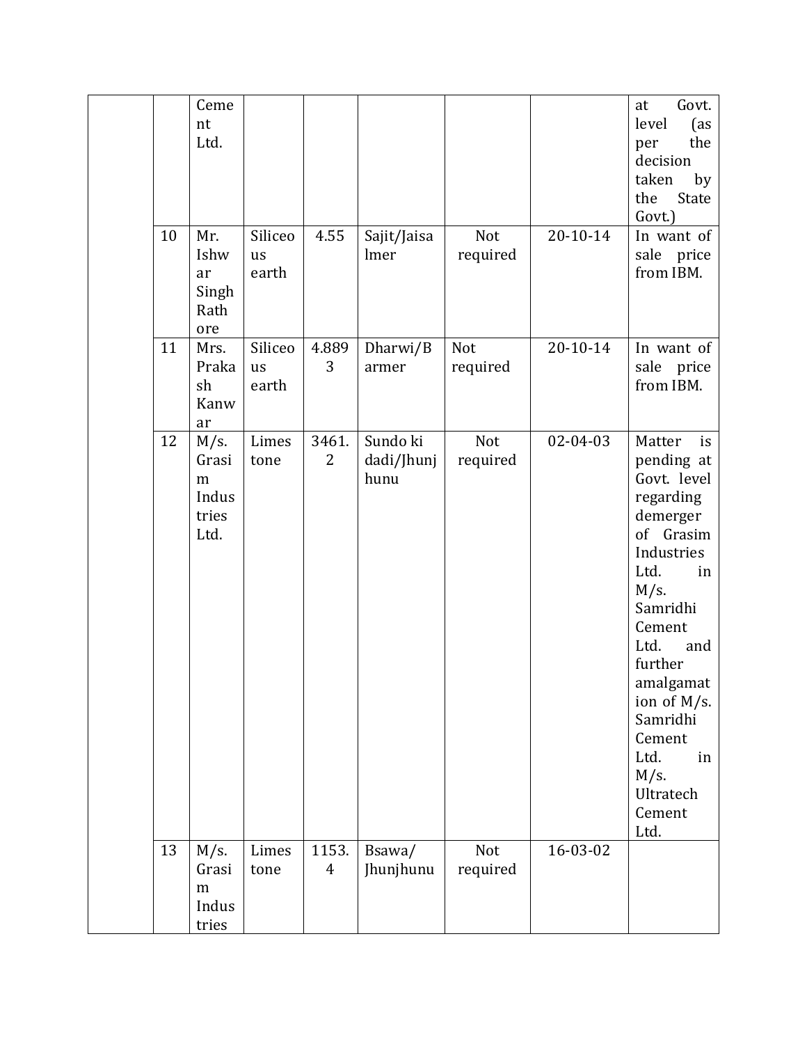| | | | | | | | | |
|---|---|---|---|---|---|---|---|---|
| | | Cement Ltd. | | | | | | at Govt. level (as per the decision taken by the State Govt.) |
| | 10 | Mr. Ishwar Singh Rathore | Siliceous earth | 4.55 | Sajit/Jaisalmer | Not required | 20-10-14 | In want of sale price from IBM. |
| | 11 | Mrs. Prakash Kanwar | Siliceous earth | 4.8893 | Dharwi/Barmer | Not required | 20-10-14 | In want of sale price from IBM. |
| | 12 | M/s. Grasim Industries Ltd. | Limestone | 3461.2 | Sundo ki dadi/Jhunjhunu | Not required | 02-04-03 | Matter is pending at Govt. level regarding demerger of Grasim Industries Ltd. in M/s. Samridhi Cement Ltd. and further amalgamation of M/s. Samridhi Cement Ltd. in M/s. Ultratech Cement Ltd. |
| | 13 | M/s. Grasim Industries | Limestone | 1153.4 | Bsawa/ Jhunjhunu | Not required | 16-03-02 | |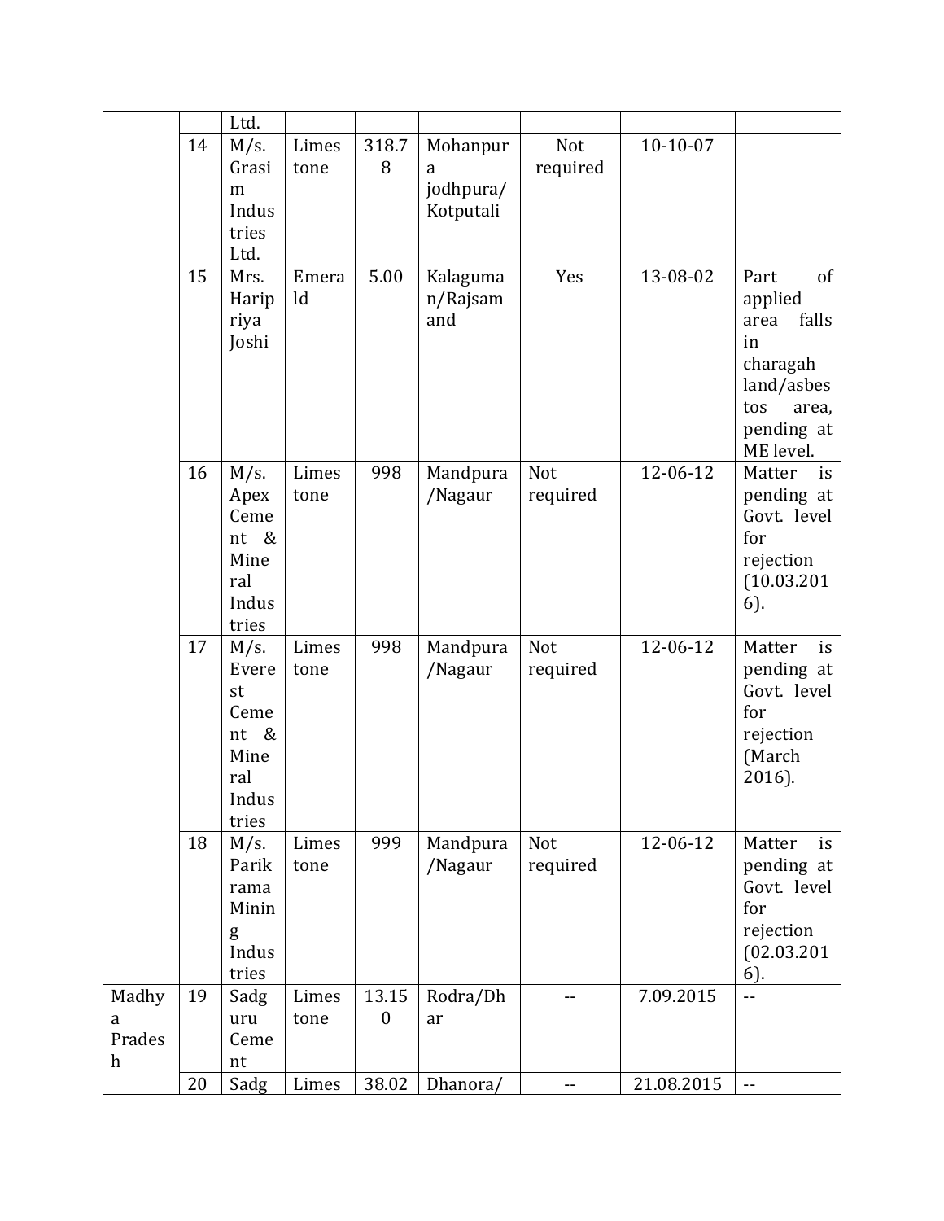| | | | | | | | | |
|---|---|---|---|---|---|---|---|---|
| | | Ltd. | | | | | | |
| | 14 | M/s. Grasim Industries Ltd. | Limestone | 318.78 | Mohanpura jodhpura/ Kotputali | Not required | 10-10-07 | |
| | 15 | Mrs. Haripriya Joshi | Emerald | 5.00 | Kalaguman/Rajsamand | Yes | 13-08-02 | Part of applied area falls in charagah land/asbestos area, pending at ME level. |
| | 16 | M/s. Apex Cement & Mineral Industries | Limestone | 998 | Mandpura /Nagaur | Not required | 12-06-12 | Matter is pending at Govt. level for rejection (10.03.2016). |
| | 17 | M/s. Everest Cement & Mineral Industries | Limestone | 998 | Mandpura /Nagaur | Not required | 12-06-12 | Matter is pending at Govt. level for rejection (March 2016). |
| | 18 | M/s. Parikrama Mining Industries | Limestone | 999 | Mandpura /Nagaur | Not required | 12-06-12 | Matter is pending at Govt. level for rejection (02.03.2016). |
| Madhya Pradesh | 19 | Sadguru Cement | Limestone | 13.150 | Rodra/Dhar | -- | 7.09.2015 | -- |
| | 20 | Sadg | Limes | 38.02 | Dhanora/ | -- | 21.08.2015 | -- |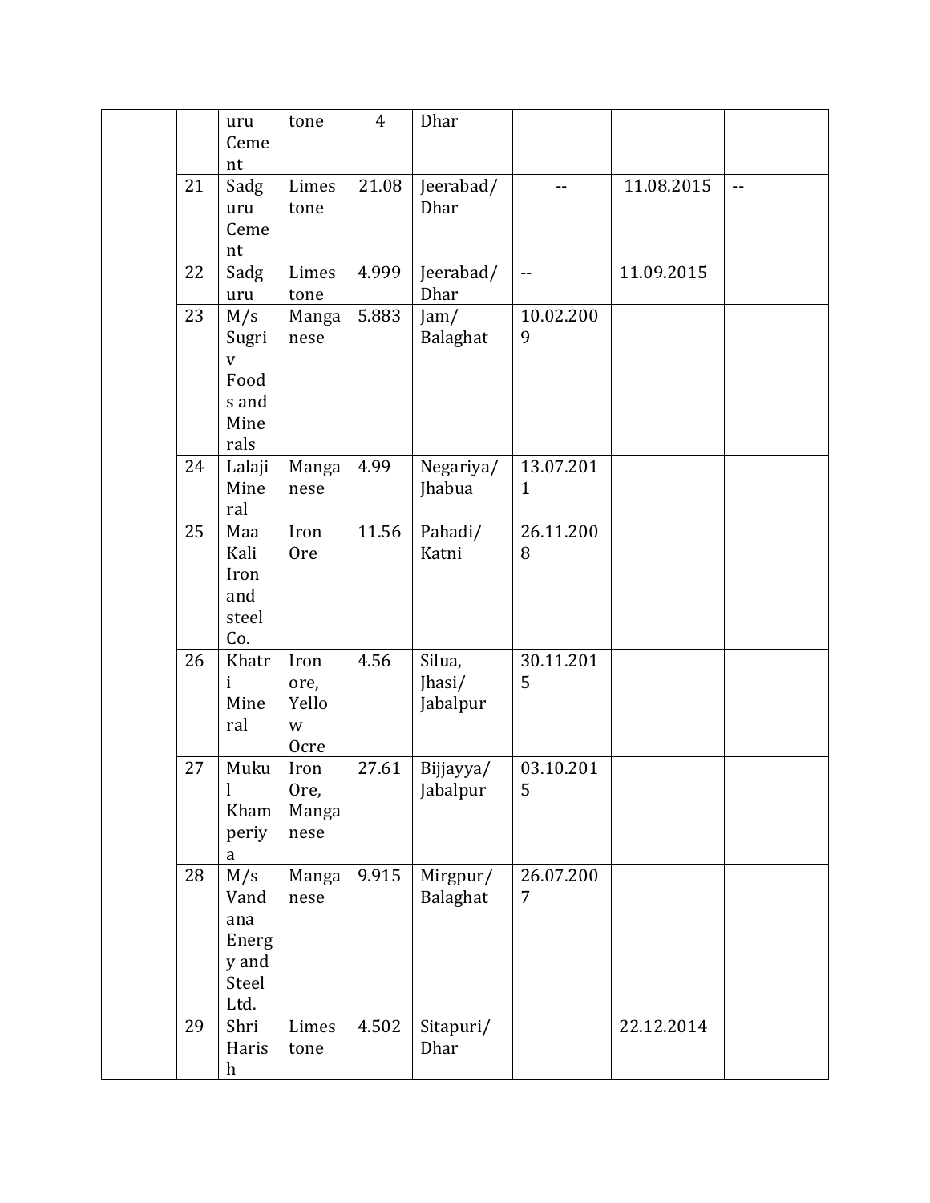| | | | | | | | | |
|---|---|---|---|---|---|---|---|---|
| | | uru Cement | tone | 4 | Dhar | | | |
| | 21 | Sadguru Cement | Limestone | 21.08 | Jeerabad/ Dhar | -- | 11.08.2015 | -- |
| | 22 | Sadguru | Limestone | 4.999 | Jeerabad/ Dhar | -- | 11.09.2015 | |
| | 23 | M/s Sugriv Foods and Minerals | Manganese | 5.883 | Jam/ Balaghat | 10.02.2009 | | |
| | 24 | Lalaji Mineral | Manganese | 4.99 | Negariya/ Jhabua | 13.07.2011 | | |
| | 25 | Maa Kali Iron and steel Co. | Iron Ore | 11.56 | Pahadi/ Katni | 26.11.2008 | | |
| | 26 | Khatri Mineral | Iron ore, Yellow Ocre | 4.56 | Silua, Jhasi/ Jabalpur | 30.11.2015 | | |
| | 27 | Mukul Khamperiya | Iron Ore, Manganese | 27.61 | Bijjayya/ Jabalpur | 03.10.2015 | | |
| | 28 | M/s Vandana Energy and Steel Ltd. | Manganese | 9.915 | Mirgpur/ Balaghat | 26.07.2007 | | |
| | 29 | Shri Harish | Limestone | 4.502 | Sitapuri/ Dhar | | 22.12.2014 | |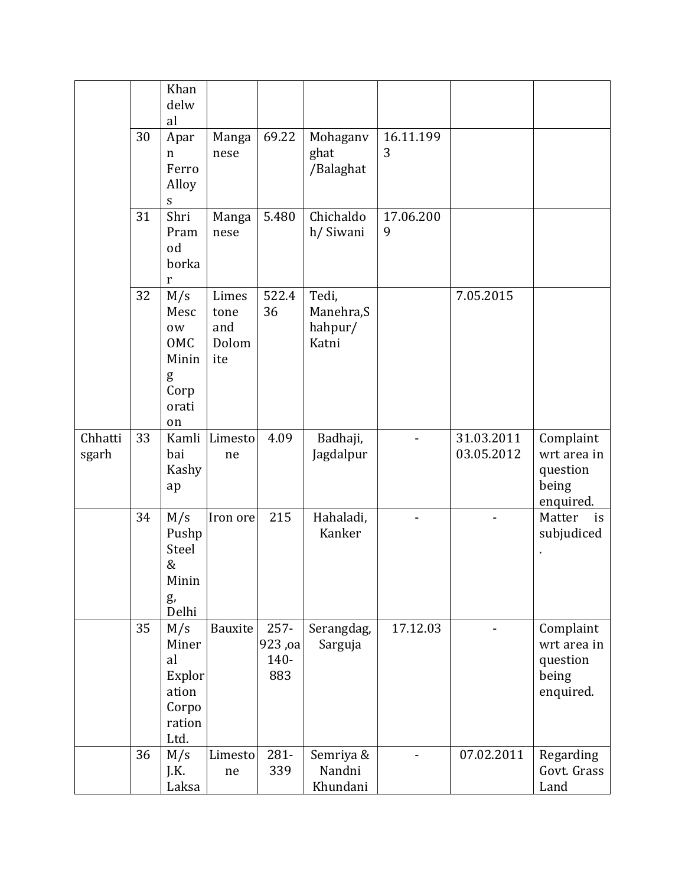| | | | | | | | | |
|---|---|---|---|---|---|---|---|---|
| | | Khandelwal | | | | | | |
| | 30 | Aparn Ferro Alloys | Manganese | 69.22 | Mohaganvghat /Balaghat | 16.11.1993 | | |
| | 31 | Shri Pramod borkar | Manganese | 5.480 | Chichaldoh/ Siwani | 17.06.2009 | | |
| | 32 | M/s Mescow OMC Mining Corporation | Limestone and Dolomite | 522.436 | Tedi, Manehra,Shahpur/ Katni | | 7.05.2015 | |
| Chhattisgarh | 33 | Kamlibai Kashyap | Limestone | 4.09 | Badhaji, Jagdalpur | - | 31.03.2011 03.05.2012 | Complaint wrt area in question being enquired. |
| | 34 | M/s Pushp Steel & Mining, Delhi | Iron ore | 215 | Hahaladi, Kanker | - | - | Matter is subjudiced. |
| | 35 | M/s Mineral Exploration Corporation Ltd. | Bauxite | 257-923 ,oa 140-883 | Serangdag, Sarguja | 17.12.03 | - | Complaint wrt area in question being enquired. |
| | 36 | M/s J.K. Laksa | Limestone | 281-339 | Semriya & Nandni Khundani | - | 07.02.2011 | Regarding Govt. Grass Land |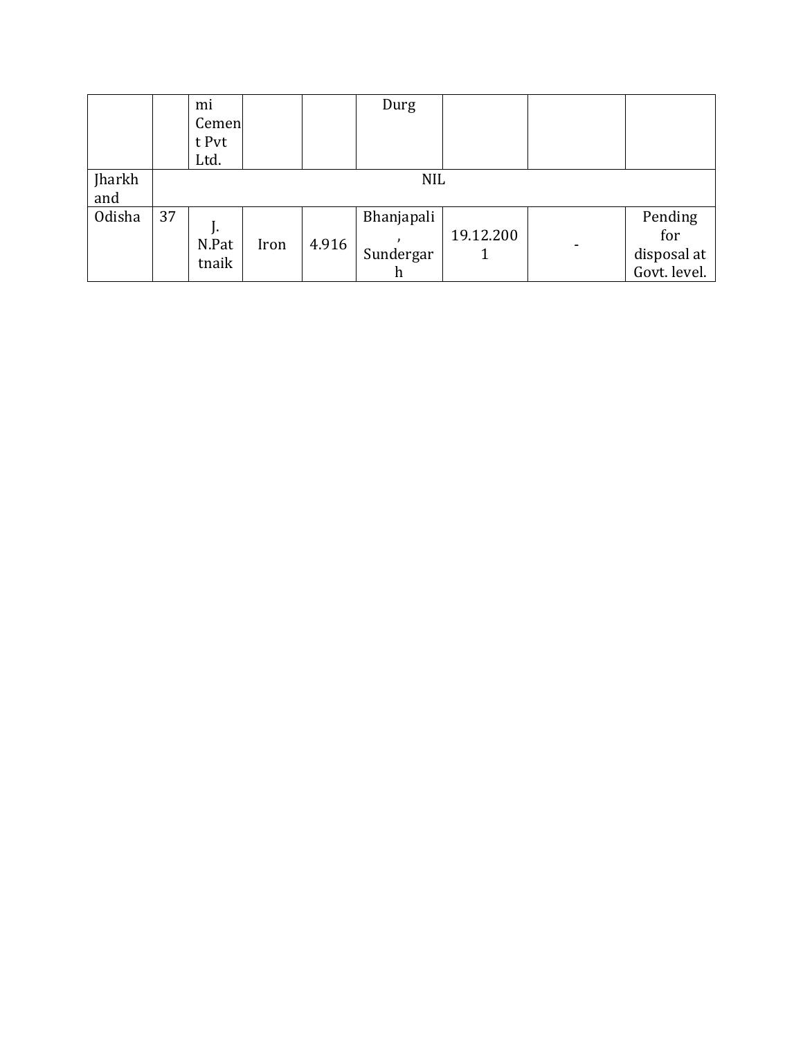| | | | | | | | | |
|---|---|---|---|---|---|---|---|---|
| | | mi Cement Pvt Ltd. | | | Durg | | | |
| Jharkhand | NIL | | | | | | | |
| Odisha | 37 | J. N.Pattnaik | Iron | 4.916 | Bhanjapali, Sundergarh | 19.12.2001 | - | Pending for disposal at Govt. level. |